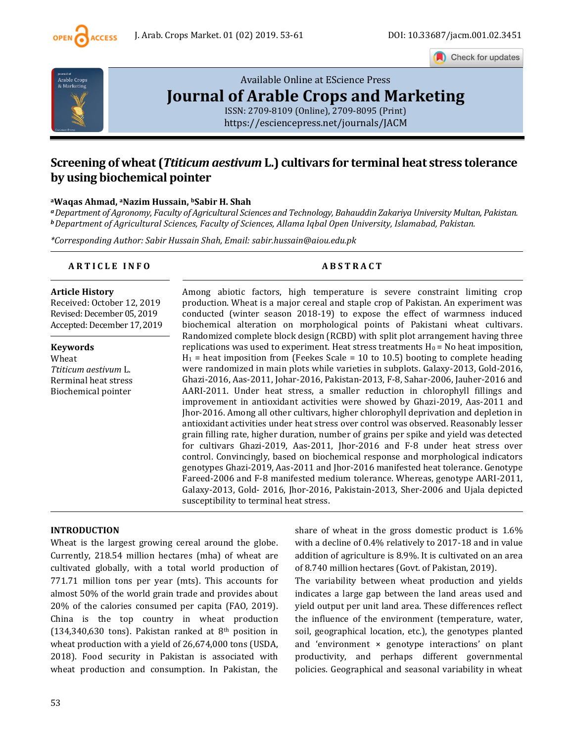Available Online at EScience Press

# Journal of Arable Crops and Marketing

ISSN: 2709-8109 (Online), 2709-8095 (Print)
https://esciencepress.net/journals/JACM

## Screening of wheat (*Ttiticum aestivum* L.) cultivars for terminal heat stress tolerance by using biochemical pointer

[a]Waqas Ahmad, [a]Nazim Hussain, [b]Sabir H. Shah

*[a] Department of Agronomy, Faculty of Agricultural Sciences and Technology, Bahauddin Zakariya University Multan, Pakistan.*
*[b] Department of Agricultural Sciences, Faculty of Sciences, Allama Iqbal Open University, Islamabad, Pakistan.*

*\*Corresponding Author: Sabir Hussain Shah, Email: sabir.hussain@aiou.edu.pk*

### ARTICLE INFO

**Article History**
Received: October 12, 2019
Revised: December 05, 2019
Accepted: December 17, 2019

**Keywords**
Wheat
*Ttiticum aestivum* L.
Rerminal heat stress
Biochemical pointer

### ABSTRACT

Among abiotic factors, high temperature is severe constraint limiting crop production. Wheat is a major cereal and staple crop of Pakistan. An experiment was conducted (winter season 2018-19) to expose the effect of warmness induced biochemical alteration on morphological points of Pakistani wheat cultivars. Randomized complete block design (RCBD) with split plot arrangement having three replications was used to experiment. Heat stress treatments $H_0$ = No heat imposition, $H_1$ = heat imposition from (Feekes Scale = 10 to 10.5) booting to complete heading were randomized in main plots while varieties in subplots. Galaxy-2013, Gold-2016, Ghazi-2016, Aas-2011, Johar-2016, Pakistan-2013, F-8, Sahar-2006, Jauher-2016 and AARI-2011. Under heat stress, a smaller reduction in chlorophyll fillings and improvement in antioxidant activities were showed by Ghazi-2019, Aas-2011 and Jhor-2016. Among all other cultivars, higher chlorophyll deprivation and depletion in antioxidant activities under heat stress over control was observed. Reasonably lesser grain filling rate, higher duration, number of grains per spike and yield was detected for cultivars Ghazi-2019, Aas-2011, Jhor-2016 and F-8 under heat stress over control. Convincingly, based on biochemical response and morphological indicators genotypes Ghazi-2019, Aas-2011 and Jhor-2016 manifested heat tolerance. Genotype Fareed-2006 and F-8 manifested medium tolerance. Whereas, genotype AARI-2011, Galaxy-2013, Gold- 2016, Jhor-2016, Pakistain-2013, Sher-2006 and Ujala depicted susceptibility to terminal heat stress.

## INTRODUCTION

Wheat is the largest growing cereal around the globe. Currently, 218.54 million hectares (mha) of wheat are cultivated globally, with a total world production of 771.71 million tons per year (mts). This accounts for almost 50% of the world grain trade and provides about 20% of the calories consumed per capita (FAO, 2019). China is the top country in wheat production (134,340,630 tons). Pakistan ranked at 8th position in wheat production with a yield of 26,674,000 tons (USDA, 2018). Food security in Pakistan is associated with wheat production and consumption. In Pakistan, the share of wheat in the gross domestic product is 1.6% with a decline of 0.4% relatively to 2017-18 and in value addition of agriculture is 8.9%. It is cultivated on an area of 8.740 million hectares (Govt. of Pakistan, 2019).

The variability between wheat production and yields indicates a large gap between the land areas used and yield output per unit land area. These differences reflect the influence of the environment (temperature, water, soil, geographical location, etc.), the genotypes planted and 'environment × genotype interactions' on plant productivity, and perhaps different governmental policies. Geographical and seasonal variability in wheat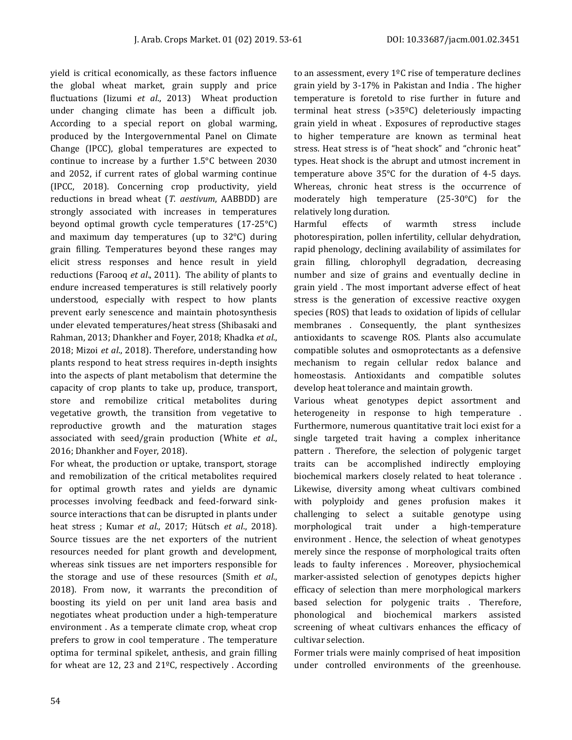yield is critical economically, as these factors influence the global wheat market, grain supply and price fluctuations (Iizumi *et al*., 2013) Wheat production under changing climate has been a difficult job. According to a special report on global warming, produced by the Intergovernmental Panel on Climate Change (IPCC), global temperatures are expected to continue to increase by a further 1.5°C between 2030 and 2052, if current rates of global warming continue (IPCC, 2018). Concerning crop productivity, yield reductions in bread wheat (*T. aestivum*, AABBDD) are strongly associated with increases in temperatures beyond optimal growth cycle temperatures (17-25°C) and maximum day temperatures (up to 32°C) during grain filling. Temperatures beyond these ranges may elicit stress responses and hence result in yield reductions (Farooq *et al*., 2011). The ability of plants to endure increased temperatures is still relatively poorly understood, especially with respect to how plants prevent early senescence and maintain photosynthesis under elevated temperatures/heat stress (Shibasaki and Rahman, 2013; Dhankher and Foyer, 2018; Khadka *et al*., 2018; Mizoi *et al*., 2018). Therefore, understanding how plants respond to heat stress requires in-depth insights into the aspects of plant metabolism that determine the capacity of crop plants to take up, produce, transport, store and remobilize critical metabolites during vegetative growth, the transition from vegetative to reproductive growth and the maturation stages associated with seed/grain production (White *et al*., 2016; Dhankher and Foyer, 2018).

For wheat, the production or uptake, transport, storage and remobilization of the critical metabolites required for optimal growth rates and yields are dynamic processes involving feedback and feed-forward sink-source interactions that can be disrupted in plants under heat stress ; Kumar *et al*., 2017; Hütsch *et al*., 2018). Source tissues are the net exporters of the nutrient resources needed for plant growth and development, whereas sink tissues are net importers responsible for the storage and use of these resources (Smith *et al*., 2018). From now, it warrants the precondition of boosting its yield on per unit land area basis and negotiates wheat production under a high-temperature environment . As a temperate climate crop, wheat crop prefers to grow in cool temperature . The temperature optima for terminal spikelet, anthesis, and grain filling for wheat are 12, 23 and 21ºC, respectively . According to an assessment, every 1ºC rise of temperature declines grain yield by 3-17% in Pakistan and India . The higher temperature is foretold to rise further in future and terminal heat stress (>35ºC) deleteriously impacting grain yield in wheat . Exposures of reproductive stages to higher temperature are known as terminal heat stress. Heat stress is of "heat shock" and "chronic heat" types. Heat shock is the abrupt and utmost increment in temperature above 35°C for the duration of 4-5 days. Whereas, chronic heat stress is the occurrence of moderately high temperature (25-30°C) for the relatively long duration.

Harmful effects of warmth stress include photorespiration, pollen infertility, cellular dehydration, rapid phenology, declining availability of assimilates for grain filling, chlorophyll degradation, decreasing number and size of grains and eventually decline in grain yield . The most important adverse effect of heat stress is the generation of excessive reactive oxygen species (ROS) that leads to oxidation of lipids of cellular membranes . Consequently, the plant synthesizes antioxidants to scavenge ROS. Plants also accumulate compatible solutes and osmoprotectants as a defensive mechanism to regain cellular redox balance and homeostasis. Antioxidants and compatible solutes develop heat tolerance and maintain growth.

Various wheat genotypes depict assortment and heterogeneity in response to high temperature . Furthermore, numerous quantitative trait loci exist for a single targeted trait having a complex inheritance pattern . Therefore, the selection of polygenic target traits can be accomplished indirectly employing biochemical markers closely related to heat tolerance . Likewise, diversity among wheat cultivars combined with polyploidy and genes profusion makes it challenging to select a suitable genotype using morphological trait under a high-temperature environment . Hence, the selection of wheat genotypes merely since the response of morphological traits often leads to faulty inferences . Moreover, physiochemical marker-assisted selection of genotypes depicts higher efficacy of selection than mere morphological markers based selection for polygenic traits . Therefore, phonological and biochemical markers assisted screening of wheat cultivars enhances the efficacy of cultivar selection.

Former trials were mainly comprised of heat imposition under controlled environments of the greenhouse.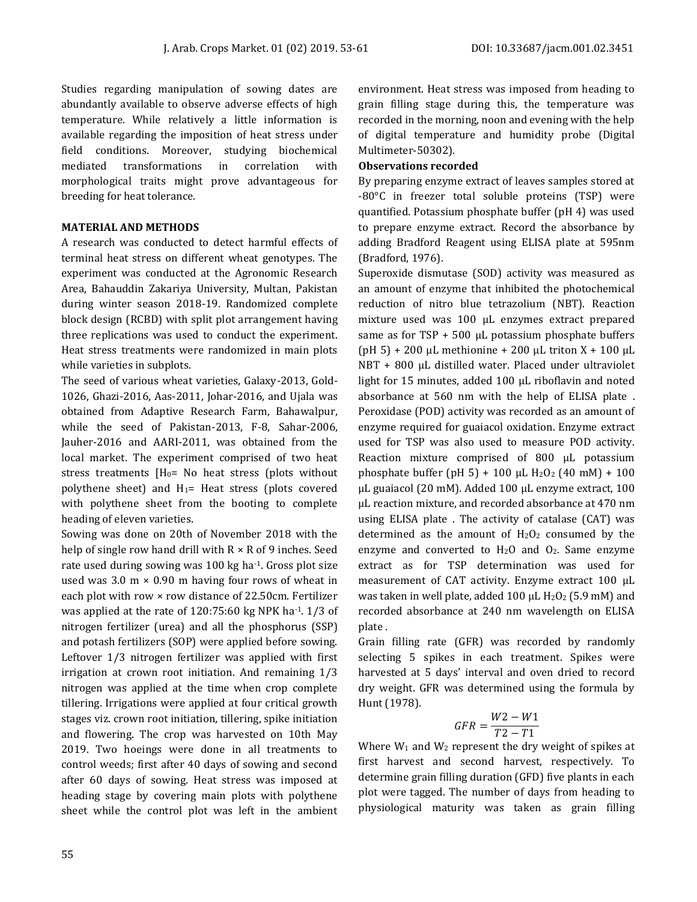Studies regarding manipulation of sowing dates are abundantly available to observe adverse effects of high temperature. While relatively a little information is available regarding the imposition of heat stress under field conditions. Moreover, studying biochemical mediated transformations in correlation with morphological traits might prove advantageous for breeding for heat tolerance.

## MATERIAL AND METHODS

A research was conducted to detect harmful effects of terminal heat stress on different wheat genotypes. The experiment was conducted at the Agronomic Research Area, Bahauddin Zakariya University, Multan, Pakistan during winter season 2018-19. Randomized complete block design (RCBD) with split plot arrangement having three replications was used to conduct the experiment. Heat stress treatments were randomized in main plots while varieties in subplots.

The seed of various wheat varieties, Galaxy-2013, Gold-1026, Ghazi-2016, Aas-2011, Johar-2016, and Ujala was obtained from Adaptive Research Farm, Bahawalpur, while the seed of Pakistan-2013, F-8, Sahar-2006, Jauher-2016 and AARI-2011, was obtained from the local market. The experiment comprised of two heat stress treatments [$H_0$= No heat stress (plots without polythene sheet) and $H_1$= Heat stress (plots covered with polythene sheet from the booting to complete heading of eleven varieties.

Sowing was done on 20th of November 2018 with the help of single row hand drill with R × R of 9 inches. Seed rate used during sowing was 100 kg ha$^{-1}$. Gross plot size used was 3.0 m × 0.90 m having four rows of wheat in each plot with row × row distance of 22.50cm. Fertilizer was applied at the rate of 120:75:60 kg NPK ha$^{-1}$. 1/3 of nitrogen fertilizer (urea) and all the phosphorus (SSP) and potash fertilizers (SOP) were applied before sowing. Leftover 1/3 nitrogen fertilizer was applied with first irrigation at crown root initiation. And remaining 1/3 nitrogen was applied at the time when crop complete tillering. Irrigations were applied at four critical growth stages viz. crown root initiation, tillering, spike initiation and flowering. The crop was harvested on 10th May 2019. Two hoeings were done in all treatments to control weeds; first after 40 days of sowing and second after 60 days of sowing. Heat stress was imposed at heading stage by covering main plots with polythene sheet while the control plot was left in the ambient environment. Heat stress was imposed from heading to grain filling stage during this, the temperature was recorded in the morning, noon and evening with the help of digital temperature and humidity probe (Digital Multimeter-50302).

### Observations recorded

By preparing enzyme extract of leaves samples stored at -80°C in freezer total soluble proteins (TSP) were quantified. Potassium phosphate buffer (pH 4) was used to prepare enzyme extract. Record the absorbance by adding Bradford Reagent using ELISA plate at 595nm (Bradford, 1976).

Superoxide dismutase (SOD) activity was measured as an amount of enzyme that inhibited the photochemical reduction of nitro blue tetrazolium (NBT). Reaction mixture used was 100 µL enzymes extract prepared same as for TSP + 500 µL potassium phosphate buffers (pH 5) + 200 µL methionine + 200 µL triton X + 100 µL NBT + 800 µL distilled water. Placed under ultraviolet light for 15 minutes, added 100 µL riboflavin and noted absorbance at 560 nm with the help of ELISA plate . Peroxidase (POD) activity was recorded as an amount of enzyme required for guaiacol oxidation. Enzyme extract used for TSP was also used to measure POD activity. Reaction mixture comprised of 800 µL potassium phosphate buffer (pH 5) + 100 µL $H_2O_2$ (40 mM) + 100 µL guaiacol (20 mM). Added 100 µL enzyme extract, 100 µL reaction mixture, and recorded absorbance at 470 nm using ELISA plate . The activity of catalase (CAT) was determined as the amount of $H_2O_2$ consumed by the enzyme and converted to $H_2O$ and $O_2$. Same enzyme extract as for TSP determination was used for measurement of CAT activity. Enzyme extract 100 µL was taken in well plate, added 100 µL $H_2O_2$ (5.9 mM) and recorded absorbance at 240 nm wavelength on ELISA plate .

Grain filling rate (GFR) was recorded by randomly selecting 5 spikes in each treatment. Spikes were harvested at 5 days' interval and oven dried to record dry weight. GFR was determined using the formula by Hunt (1978).

$$GFR = \frac{W2 - W1}{T2 - T1}$$

Where $W_1$ and $W_2$ represent the dry weight of spikes at first harvest and second harvest, respectively. To determine grain filling duration (GFD) five plants in each plot were tagged. The number of days from heading to physiological maturity was taken as grain filling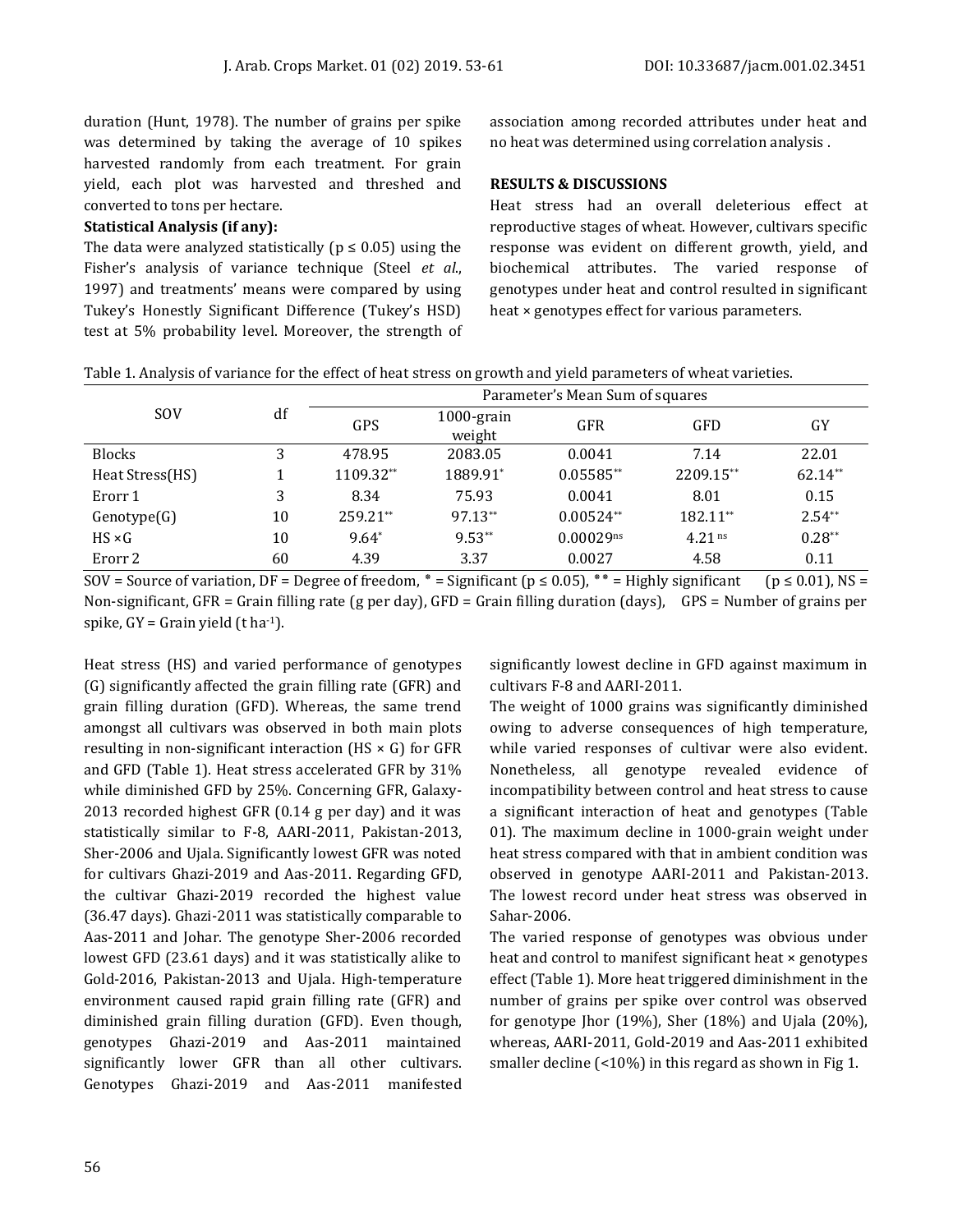duration (Hunt, 1978). The number of grains per spike was determined by taking the average of 10 spikes harvested randomly from each treatment. For grain yield, each plot was harvested and threshed and converted to tons per hectare.

**Statistical Analysis (if any):**

The data were analyzed statistically ($p \leq 0.05$) using the Fisher's analysis of variance technique (Steel *et al.*, 1997) and treatments' means were compared by using Tukey's Honestly Significant Difference (Tukey's HSD) test at 5% probability level. Moreover, the strength of association among recorded attributes under heat and no heat was determined using correlation analysis .

## RESULTS & DISCUSSIONS

Heat stress had an overall deleterious effect at reproductive stages of wheat. However, cultivars specific response was evident on different growth, yield, and biochemical attributes. The varied response of genotypes under heat and control resulted in significant heat × genotypes effect for various parameters.

Table 1. Analysis of variance for the effect of heat stress on growth and yield parameters of wheat varieties.

| SOV | df | Parameter's Mean Sum of squares | | | | |
|---|---|---|---|---|---|---|
| | | GPS | 1000-grain weight | GFR | GFD | GY |
| Blocks | 3 | 478.95 | 2083.05 | 0.0041 | 7.14 | 22.01 |
| Heat Stress(HS) | 1 | 1109.32** | 1889.91* | 0.05585** | 2209.15** | 62.14** |
| Erorr 1 | 3 | 8.34 | 75.93 | 0.0041 | 8.01 | 0.15 |
| Genotype(G) | 10 | 259.21** | 97.13** | 0.00524** | 182.11** | 2.54** |
| HS ×G | 10 | 9.64* | 9.53** | 0.00029ns | 4.21 ns | 0.28** |
| Erorr 2 | 60 | 4.39 | 3.37 | 0.0027 | 4.58 | 0.11 |

SOV = Source of variation, DF = Degree of freedom, * = Significant ($p \leq 0.05$), ** = Highly significant ($p \leq 0.01$), NS = Non-significant, GFR = Grain filling rate (g per day), GFD = Grain filling duration (days), GPS = Number of grains per spike, GY = Grain yield (t ha$^{-1}$).

Heat stress (HS) and varied performance of genotypes (G) significantly affected the grain filling rate (GFR) and grain filling duration (GFD). Whereas, the same trend amongst all cultivars was observed in both main plots resulting in non-significant interaction (HS × G) for GFR and GFD (Table 1). Heat stress accelerated GFR by 31% while diminished GFD by 25%. Concerning GFR, Galaxy-2013 recorded highest GFR (0.14 g per day) and it was statistically similar to F-8, AARI-2011, Pakistan-2013, Sher-2006 and Ujala. Significantly lowest GFR was noted for cultivars Ghazi-2019 and Aas-2011. Regarding GFD, the cultivar Ghazi-2019 recorded the highest value (36.47 days). Ghazi-2011 was statistically comparable to Aas-2011 and Johar. The genotype Sher-2006 recorded lowest GFD (23.61 days) and it was statistically alike to Gold-2016, Pakistan-2013 and Ujala. High-temperature environment caused rapid grain filling rate (GFR) and diminished grain filling duration (GFD). Even though, genotypes Ghazi-2019 and Aas-2011 maintained significantly lower GFR than all other cultivars. Genotypes Ghazi-2019 and Aas-2011 manifested significantly lowest decline in GFD against maximum in cultivars F-8 and AARI-2011.

The weight of 1000 grains was significantly diminished owing to adverse consequences of high temperature, while varied responses of cultivar were also evident. Nonetheless, all genotype revealed evidence of incompatibility between control and heat stress to cause a significant interaction of heat and genotypes (Table 01). The maximum decline in 1000-grain weight under heat stress compared with that in ambient condition was observed in genotype AARI-2011 and Pakistan-2013. The lowest record under heat stress was observed in Sahar-2006.

The varied response of genotypes was obvious under heat and control to manifest significant heat × genotypes effect (Table 1). More heat triggered diminishment in the number of grains per spike over control was observed for genotype Jhor (19%), Sher (18%) and Ujala (20%), whereas, AARI-2011, Gold-2019 and Aas-2011 exhibited smaller decline (<10%) in this regard as shown in Fig 1.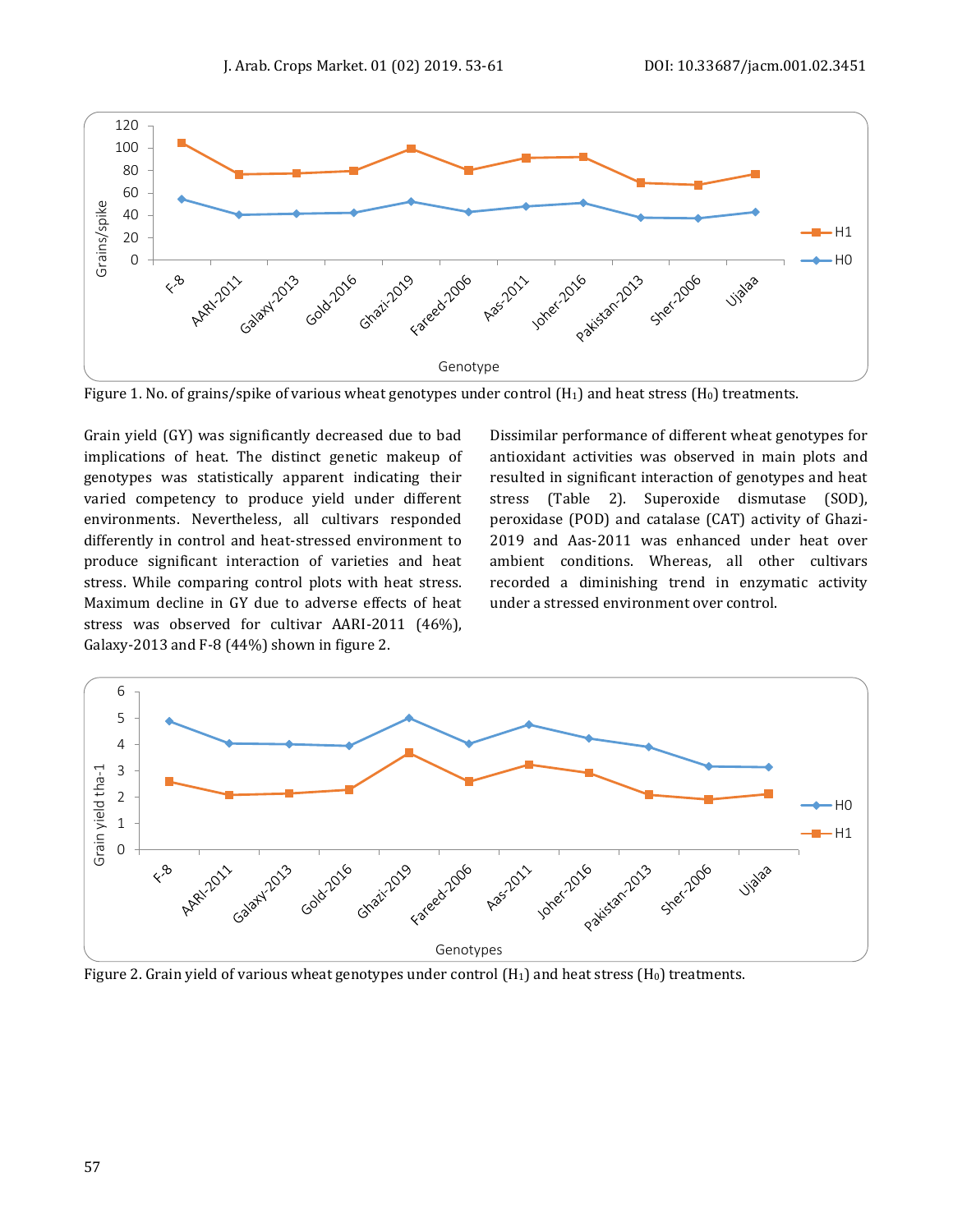Figure 1. No. of grains/spike of various wheat genotypes under control ($H_1$) and heat stress ($H_0$) treatments.

Grain yield (GY) was significantly decreased due to bad implications of heat. The distinct genetic makeup of genotypes was statistically apparent indicating their varied competency to produce yield under different environments. Nevertheless, all cultivars responded differently in control and heat-stressed environment to produce significant interaction of varieties and heat stress. While comparing control plots with heat stress. Maximum decline in GY due to adverse effects of heat stress was observed for cultivar AARI-2011 (46%), Galaxy-2013 and F-8 (44%) shown in figure 2.

Dissimilar performance of different wheat genotypes for antioxidant activities was observed in main plots and resulted in significant interaction of genotypes and heat stress (Table 2). Superoxide dismutase (SOD), peroxidase (POD) and catalase (CAT) activity of Ghazi-2019 and Aas-2011 was enhanced under heat over ambient conditions. Whereas, all other cultivars recorded a diminishing trend in enzymatic activity under a stressed environment over control.

Figure 2. Grain yield of various wheat genotypes under control ($H_1$) and heat stress ($H_0$) treatments.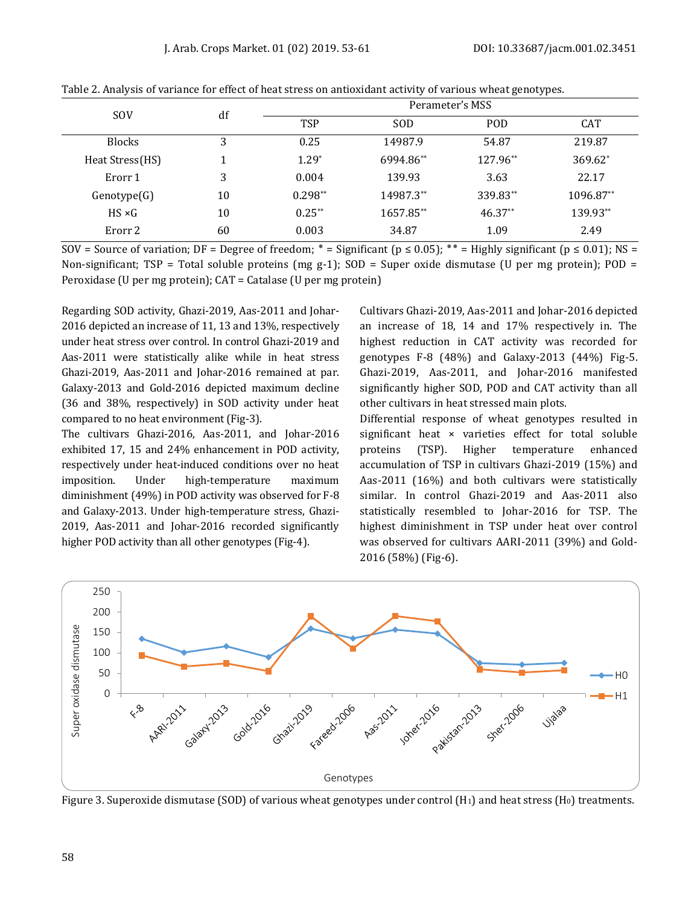Table 2. Analysis of variance for effect of heat stress on antioxidant activity of various wheat genotypes.

| SOV | df | Perameter's MSS | | | |
|---|---|---|---|---|---|
| | | TSP | SOD | POD | CAT |
| Blocks | 3 | 0.25 | 14987.9 | 54.87 | 219.87 |
| Heat Stress(HS) | 1 | 1.29* | 6994.86** | 127.96** | 369.62* |
| Erorr 1 | 3 | 0.004 | 139.93 | 3.63 | 22.17 |
| Genotype(G) | 10 | 0.298** | 14987.3** | 339.83** | 1096.87** |
| HS ×G | 10 | 0.25** | 1657.85** | 46.37** | 139.93** |
| Erorr 2 | 60 | 0.003 | 34.87 | 1.09 | 2.49 |

SOV = Source of variation; DF = Degree of freedom; * = Significant ($p \leq 0.05$); ** = Highly significant ($p \leq 0.01$); NS = Non-significant; TSP = Total soluble proteins (mg g-1); SOD = Super oxide dismutase (U per mg protein); POD = Peroxidase (U per mg protein); CAT = Catalase (U per mg protein)

Regarding SOD activity, Ghazi-2019, Aas-2011 and Johar-2016 depicted an increase of 11, 13 and 13%, respectively under heat stress over control. In control Ghazi-2019 and Aas-2011 were statistically alike while in heat stress Ghazi-2019, Aas-2011 and Johar-2016 remained at par. Galaxy-2013 and Gold-2016 depicted maximum decline (36 and 38%, respectively) in SOD activity under heat compared to no heat environment (Fig-3).

The cultivars Ghazi-2016, Aas-2011, and Johar-2016 exhibited 17, 15 and 24% enhancement in POD activity, respectively under heat-induced conditions over no heat imposition. Under high-temperature maximum diminishment (49%) in POD activity was observed for F-8 and Galaxy-2013. Under high-temperature stress, Ghazi-2019, Aas-2011 and Johar-2016 recorded significantly higher POD activity than all other genotypes (Fig-4).

Cultivars Ghazi-2019, Aas-2011 and Johar-2016 depicted an increase of 18, 14 and 17% respectively in. The highest reduction in CAT activity was recorded for genotypes F-8 (48%) and Galaxy-2013 (44%) Fig-5. Ghazi-2019, Aas-2011, and Johar-2016 manifested significantly higher SOD, POD and CAT activity than all other cultivars in heat stressed main plots.

Differential response of wheat genotypes resulted in significant heat × varieties effect for total soluble proteins (TSP). Higher temperature enhanced accumulation of TSP in cultivars Ghazi-2019 (15%) and Aas-2011 (16%) and both cultivars were statistically similar. In control Ghazi-2019 and Aas-2011 also statistically resembled to Johar-2016 for TSP. The highest diminishment in TSP under heat over control was observed for cultivars AARI-2011 (39%) and Gold-2016 (58%) (Fig-6).

Figure 3. Superoxide dismutase (SOD) of various wheat genotypes under control ($H_1$) and heat stress ($H_0$) treatments.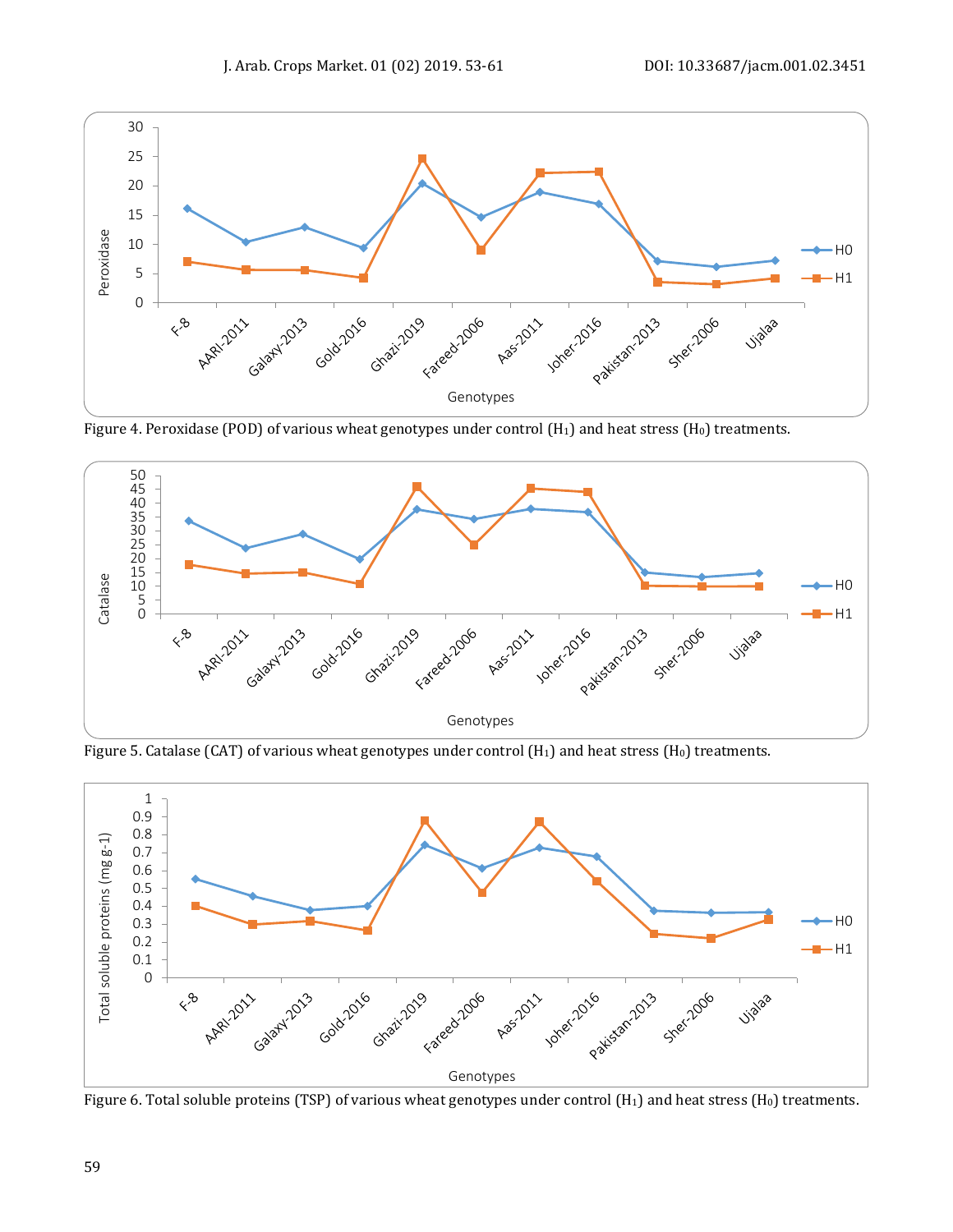Figure 4. Peroxidase (POD) of various wheat genotypes under control ($H_1$) and heat stress ($H_0$) treatments.

Figure 5. Catalase (CAT) of various wheat genotypes under control ($H_1$) and heat stress ($H_0$) treatments.

Figure 6. Total soluble proteins (TSP) of various wheat genotypes under control ($H_1$) and heat stress ($H_0$) treatments.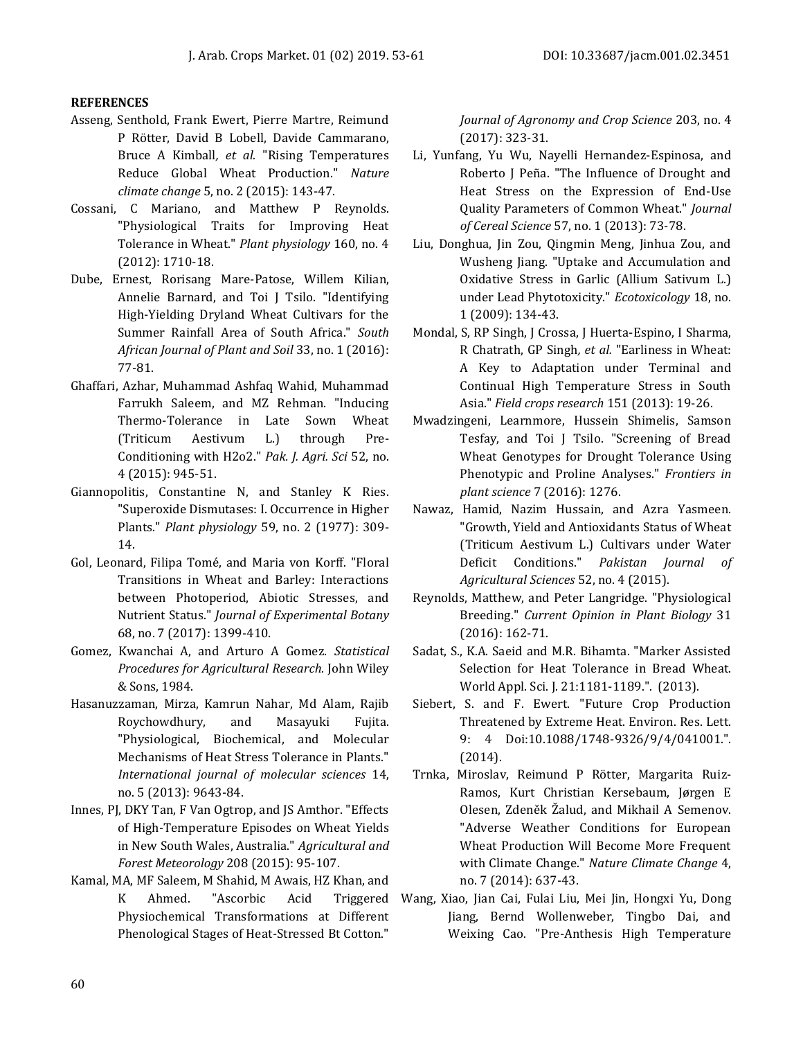**REFERENCES**

Asseng, Senthold, Frank Ewert, Pierre Martre, Reimund P Rötter, David B Lobell, Davide Cammarano, Bruce A Kimball*, et al.* "Rising Temperatures Reduce Global Wheat Production." *Nature climate change* 5, no. 2 (2015): 143-47.

Cossani, C Mariano, and Matthew P Reynolds. "Physiological Traits for Improving Heat Tolerance in Wheat." *Plant physiology* 160, no. 4 (2012): 1710-18.

Dube, Ernest, Rorisang Mare-Patose, Willem Kilian, Annelie Barnard, and Toi J Tsilo. "Identifying High-Yielding Dryland Wheat Cultivars for the Summer Rainfall Area of South Africa." *South African Journal of Plant and Soil* 33, no. 1 (2016): 77-81.

Ghaffari, Azhar, Muhammad Ashfaq Wahid, Muhammad Farrukh Saleem, and MZ Rehman. "Inducing Thermo-Tolerance in Late Sown Wheat (Triticum Aestivum L.) through Pre-Conditioning with H2o2." *Pak. J. Agri. Sci* 52, no. 4 (2015): 945-51.

Giannopolitis, Constantine N, and Stanley K Ries. "Superoxide Dismutases: I. Occurrence in Higher Plants." *Plant physiology* 59, no. 2 (1977): 309-14.

Gol, Leonard, Filipa Tomé, and Maria von Korff. "Floral Transitions in Wheat and Barley: Interactions between Photoperiod, Abiotic Stresses, and Nutrient Status." *Journal of Experimental Botany* 68, no. 7 (2017): 1399-410.

Gomez, Kwanchai A, and Arturo A Gomez. *Statistical Procedures for Agricultural Research.* John Wiley & Sons, 1984.

Hasanuzzaman, Mirza, Kamrun Nahar, Md Alam, Rajib Roychowdhury, and Masayuki Fujita. "Physiological, Biochemical, and Molecular Mechanisms of Heat Stress Tolerance in Plants." *International journal of molecular sciences* 14, no. 5 (2013): 9643-84.

Innes, PJ, DKY Tan, F Van Ogtrop, and JS Amthor. "Effects of High-Temperature Episodes on Wheat Yields in New South Wales, Australia." *Agricultural and Forest Meteorology* 208 (2015): 95-107.

Kamal, MA, MF Saleem, M Shahid, M Awais, HZ Khan, and K Ahmed. "Ascorbic Acid Triggered Physiochemical Transformations at Different Phenological Stages of Heat-Stressed Bt Cotton." *Journal of Agronomy and Crop Science* 203, no. 4 (2017): 323-31.

Li, Yunfang, Yu Wu, Nayelli Hernandez-Espinosa, and Roberto J Peña. "The Influence of Drought and Heat Stress on the Expression of End-Use Quality Parameters of Common Wheat." *Journal of Cereal Science* 57, no. 1 (2013): 73-78.

Liu, Donghua, Jin Zou, Qingmin Meng, Jinhua Zou, and Wusheng Jiang. "Uptake and Accumulation and Oxidative Stress in Garlic (Allium Sativum L.) under Lead Phytotoxicity." *Ecotoxicology* 18, no. 1 (2009): 134-43.

Mondal, S, RP Singh, J Crossa, J Huerta-Espino, I Sharma, R Chatrath, GP Singh*, et al.* "Earliness in Wheat: A Key to Adaptation under Terminal and Continual High Temperature Stress in South Asia." *Field crops research* 151 (2013): 19-26.

Mwadzingeni, Learnmore, Hussein Shimelis, Samson Tesfay, and Toi J Tsilo. "Screening of Bread Wheat Genotypes for Drought Tolerance Using Phenotypic and Proline Analyses." *Frontiers in plant science* 7 (2016): 1276.

Nawaz, Hamid, Nazim Hussain, and Azra Yasmeen. "Growth, Yield and Antioxidants Status of Wheat (Triticum Aestivum L.) Cultivars under Water Deficit Conditions." *Pakistan Journal of Agricultural Sciences* 52, no. 4 (2015).

Reynolds, Matthew, and Peter Langridge. "Physiological Breeding." *Current Opinion in Plant Biology* 31 (2016): 162-71.

Sadat, S., K.A. Saeid and M.R. Bihamta. "Marker Assisted Selection for Heat Tolerance in Bread Wheat. World Appl. Sci. J. 21:1181-1189.". (2013).

Siebert, S. and F. Ewert. "Future Crop Production Threatened by Extreme Heat. Environ. Res. Lett. 9: 4 Doi:10.1088/1748-9326/9/4/041001.". (2014).

Trnka, Miroslav, Reimund P Rötter, Margarita Ruiz-Ramos, Kurt Christian Kersebaum, Jørgen E Olesen, Zdeněk Žalud, and Mikhail A Semenov. "Adverse Weather Conditions for European Wheat Production Will Become More Frequent with Climate Change." *Nature Climate Change* 4, no. 7 (2014): 637-43.

Wang, Xiao, Jian Cai, Fulai Liu, Mei Jin, Hongxi Yu, Dong Jiang, Bernd Wollenweber, Tingbo Dai, and Weixing Cao. "Pre-Anthesis High Temperature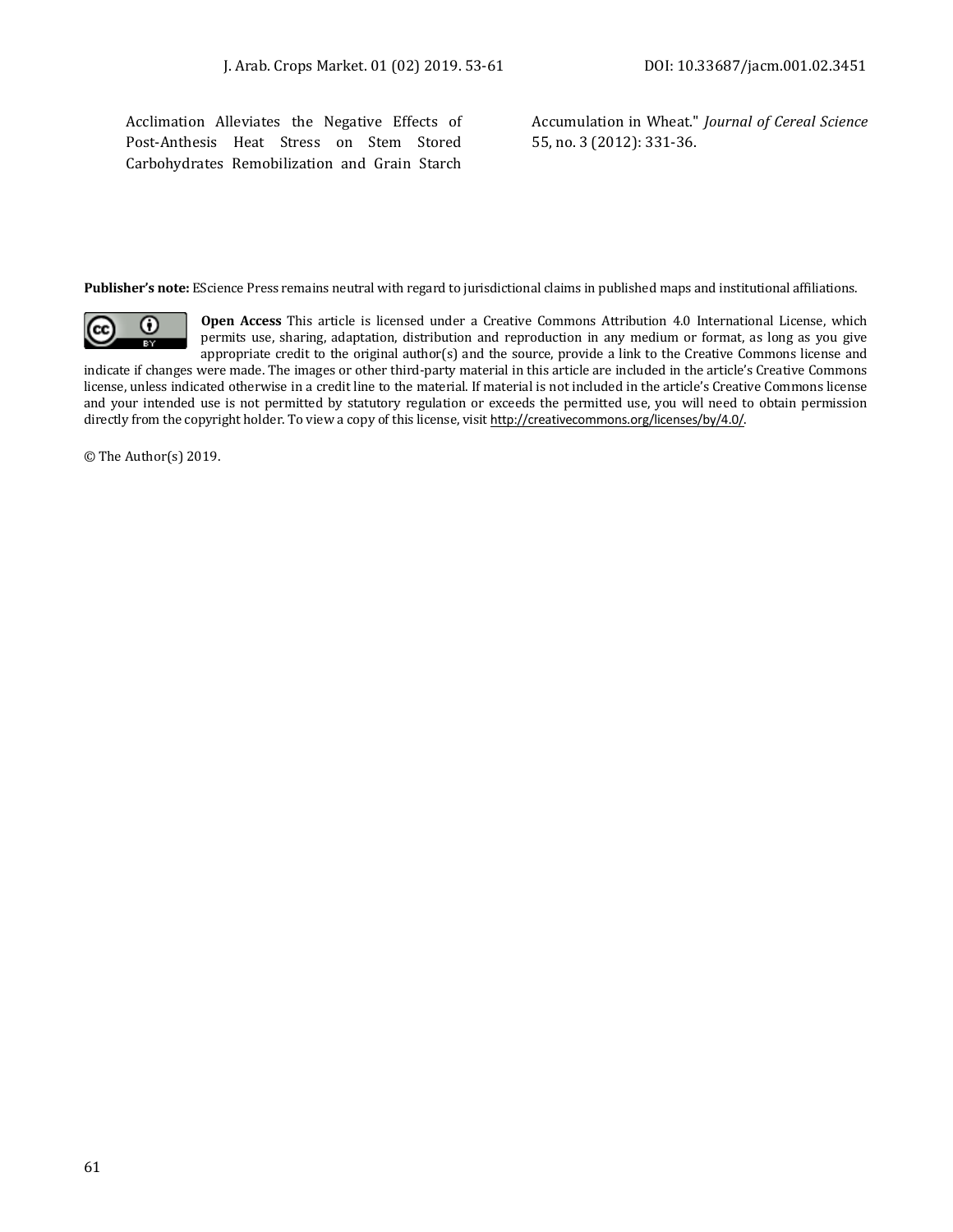Acclimation Alleviates the Negative Effects of Post-Anthesis Heat Stress on Stem Stored Carbohydrates Remobilization and Grain Starch Accumulation in Wheat." *Journal of Cereal Science* 55, no. 3 (2012): 331-36.

**Publisher's note:** EScience Press remains neutral with regard to jurisdictional claims in published maps and institutional affiliations.

**Open Access** This article is licensed under a Creative Commons Attribution 4.0 International License, which permits use, sharing, adaptation, distribution and reproduction in any medium or format, as long as you give appropriate credit to the original author(s) and the source, provide a link to the Creative Commons license and indicate if changes were made. The images or other third-party material in this article are included in the article's Creative Commons license, unless indicated otherwise in a credit line to the material. If material is not included in the article's Creative Commons license and your intended use is not permitted by statutory regulation or exceeds the permitted use, you will need to obtain permission directly from the copyright holder. To view a copy of this license, visit http://creativecommons.org/licenses/by/4.0/.

© The Author(s) 2019.